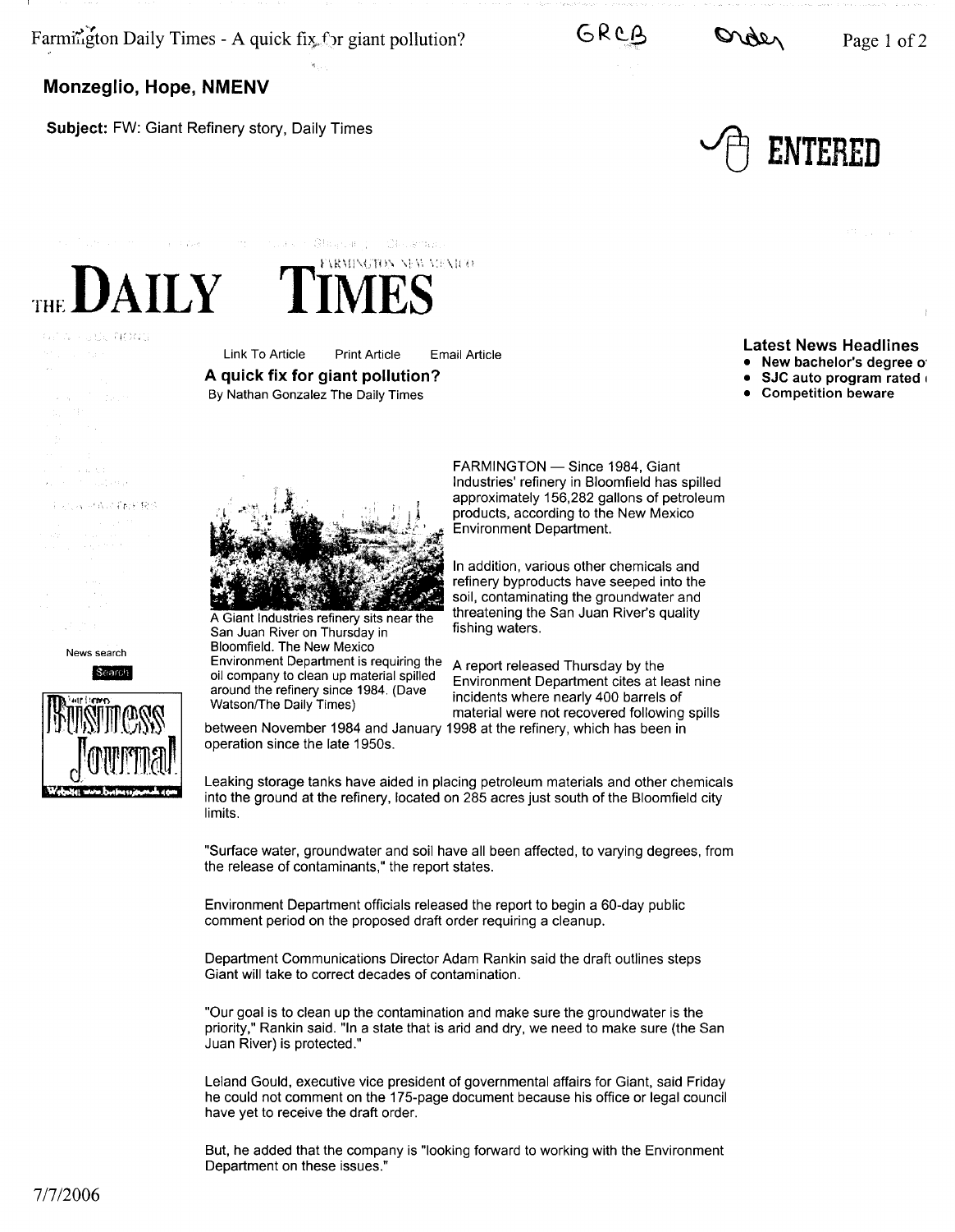**Monzeglio, Hope, NMENV**

**Subject:** FW: Giant Refinery story, Daily Times

GRCB Order

ENTERED

# THE DAILY TIMES
FARMINGTON NEW MEXICO

Link To Article Print Article Email Article

## A quick fix for giant pollution?

By Nathan Gonzalez The Daily Times

A Giant Industries refinery sits near the San Juan River on Thursday in Bloomfield. The New Mexico Environment Department is requiring the oil company to clean up material spilled around the refinery since 1984. (Dave Watson/The Daily Times)

FARMINGTON — Since 1984, Giant Industries' refinery in Bloomfield has spilled approximately 156,282 gallons of petroleum products, according to the New Mexico Environment Department.

In addition, various other chemicals and refinery byproducts have seeped into the soil, contaminating the groundwater and threatening the San Juan River's quality fishing waters.

A report released Thursday by the Environment Department cites at least nine incidents where nearly 400 barrels of material were not recovered following spills between November 1984 and January 1998 at the refinery, which has been in operation since the late 1950s.

Leaking storage tanks have aided in placing petroleum materials and other chemicals into the ground at the refinery, located on 285 acres just south of the Bloomfield city limits.

"Surface water, groundwater and soil have all been affected, to varying degrees, from the release of contaminants," the report states.

Environment Department officials released the report to begin a 60-day public comment period on the proposed draft order requiring a cleanup.

Department Communications Director Adam Rankin said the draft outlines steps Giant will take to correct decades of contamination.

"Our goal is to clean up the contamination and make sure the groundwater is the priority," Rankin said. "In a state that is arid and dry, we need to make sure (the San Juan River) is protected."

Leland Gould, executive vice president of governmental affairs for Giant, said Friday he could not comment on the 175-page document because his office or legal council have yet to receive the draft order.

But, he added that the company is "looking forward to working with the Environment Department on these issues."

**Latest News Headlines**

- New bachelor's degree o
- SJC auto program rated
- Competition beware

News search

7/7/2006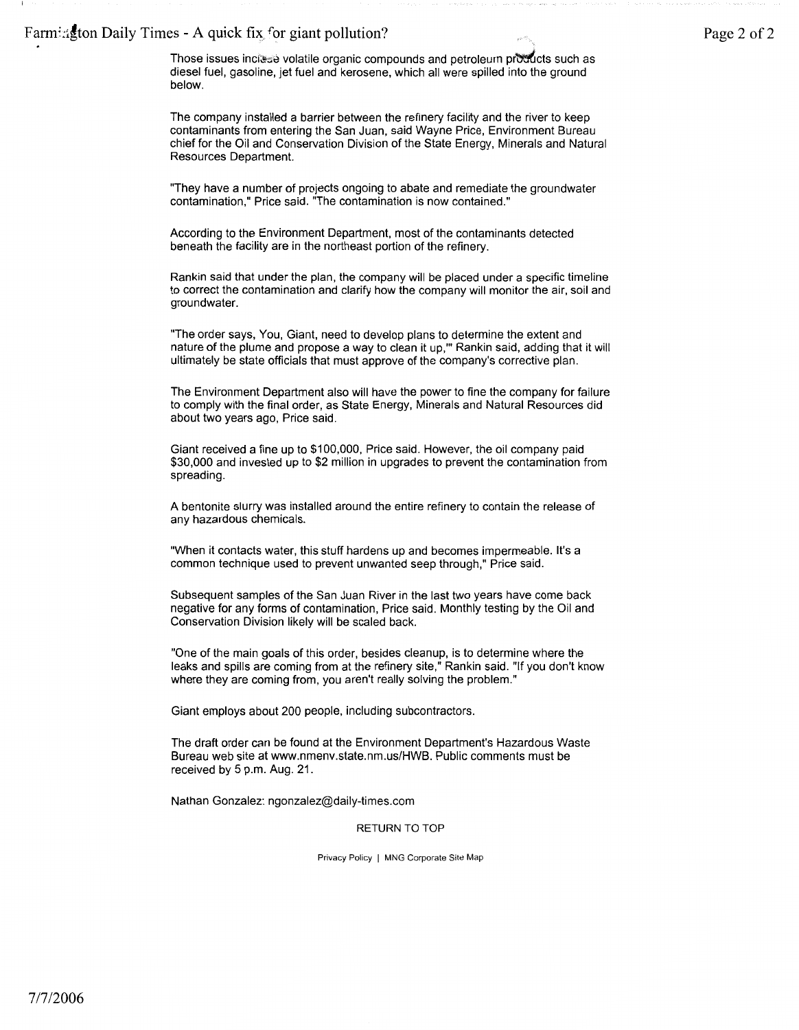Those issues include volatile organic compounds and petroleum products such as diesel fuel, gasoline, jet fuel and kerosene, which all were spilled into the ground below.

The company installed a barrier between the refinery facility and the river to keep contaminants from entering the San Juan, said Wayne Price, Environment Bureau chief for the Oil and Conservation Division of the State Energy, Minerals and Natural Resources Department.

"They have a number of projects ongoing to abate and remediate the groundwater contamination," Price said. "The contamination is now contained."

According to the Environment Department, most of the contaminants detected beneath the facility are in the northeast portion of the refinery.

Rankin said that under the plan, the company will be placed under a specific timeline to correct the contamination and clarify how the company will monitor the air, soil and groundwater.

"The order says, You, Giant, need to develop plans to determine the extent and nature of the plume and propose a way to clean it up,'" Rankin said, adding that it will ultimately be state officials that must approve of the company's corrective plan.

The Environment Department also will have the power to fine the company for failure to comply with the final order, as State Energy, Minerals and Natural Resources did about two years ago, Price said.

Giant received a fine up to $100,000, Price said. However, the oil company paid $30,000 and invested up to $2 million in upgrades to prevent the contamination from spreading.

A bentonite slurry was installed around the entire refinery to contain the release of any hazardous chemicals.

"When it contacts water, this stuff hardens up and becomes impermeable. It's a common technique used to prevent unwanted seep through," Price said.

Subsequent samples of the San Juan River in the last two years have come back negative for any forms of contamination, Price said. Monthly testing by the Oil and Conservation Division likely will be scaled back.

"One of the main goals of this order, besides cleanup, is to determine where the leaks and spills are coming from at the refinery site," Rankin said. "If you don't know where they are coming from, you aren't really solving the problem."

Giant employs about 200 people, including subcontractors.

The draft order can be found at the Environment Department's Hazardous Waste Bureau web site at www.nmenv.state.nm.us/HWB. Public comments must be received by 5 p.m. Aug. 21.

Nathan Gonzalez: ngonzalez@daily-times.com

RETURN TO TOP

Privacy Policy | MNG Corporate Site Map